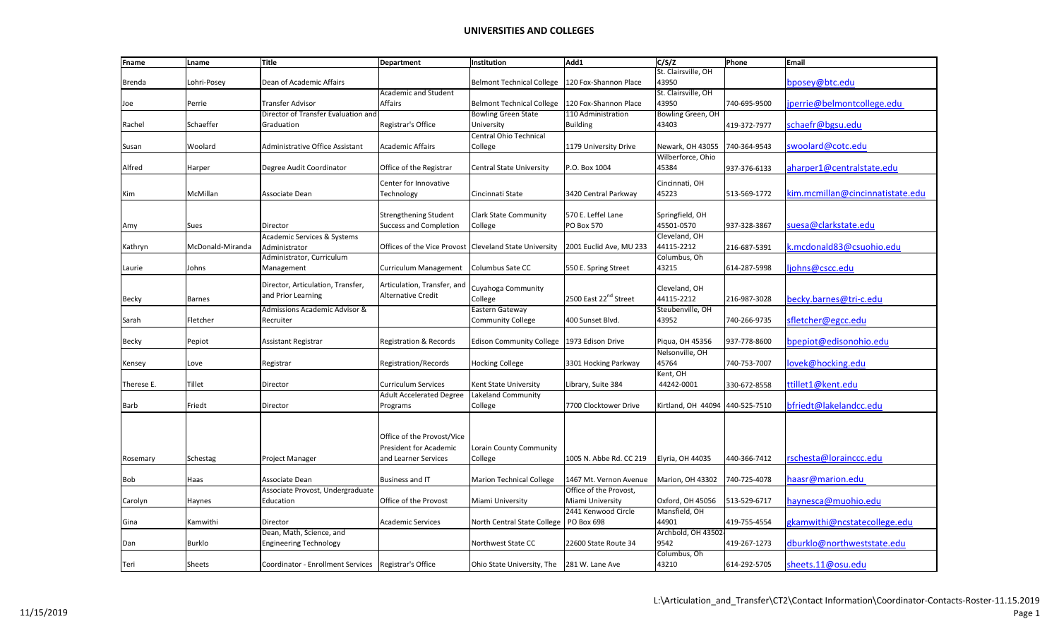# UNIVERSITIES AND COLLEGES

| Fname | Lname | Title | Department | Institution | Add1 | C/S/Z | Phone | Email |
|---|---|---|---|---|---|---|---|---|
| Brenda | Lohri-Posey | Dean of Academic Affairs | | Belmont Technical College | 120 Fox-Shannon Place | St. Clairsville, OH 43950 | | bposey@btc.edu |
| Joe | Perrie | Transfer Advisor | Academic and Student Affairs | Belmont Technical College | 120 Fox-Shannon Place | St. Clairsville, OH 43950 | 740-695-9500 | jperrie@belmontcollege.edu |
| Rachel | Schaeffer | Director of Transfer Evaluation and Graduation | Registrar's Office | Bowling Green State University | 110 Administration Building | Bowling Green, OH 43403 | 419-372-7977 | schaefr@bgsu.edu |
| Susan | Woolard | Administrative Office Assistant | Academic Affairs | Central Ohio Technical College | 1179 University Drive | Newark, OH 43055 | 740-364-9543 | swoolard@cotc.edu |
| Alfred | Harper | Degree Audit Coordinator | Office of the Registrar | Central State University | P.O. Box 1004 | Wilberforce, Ohio 45384 | 937-376-6133 | aharper1@centralstate.edu |
| Kim | McMillan | Associate Dean | Center for Innovative Technology | Cincinnati State | 3420 Central Parkway | Cincinnati, OH 45223 | 513-569-1772 | kim.mcmillan@cincinnatistate.edu |
| Amy | Sues | Director | Strengthening Student Success and Completion | Clark State Community College | 570 E. Leffel Lane PO Box 570 | Springfield, OH 45501-0570 | 937-328-3867 | suesa@clarkstate.edu |
| Kathryn | McDonald-Miranda | Academic Services & Systems Administrator | Offices of the Vice Provost | Cleveland State University | 2001 Euclid Ave, MU 233 | Cleveland, OH 44115-2212 | 216-687-5391 | k.mcdonald83@csuohio.edu |
| Laurie | Johns | Administrator, Curriculum Management | Curriculum Management | Columbus Sate CC | 550 E. Spring Street | Columbus, Oh 43215 | 614-287-5998 | ljohns@cscc.edu |
| Becky | Barnes | Director, Articulation, Transfer, and Prior Learning | Articulation, Transfer, and Alternative Credit | Cuyahoga Community College | 2500 East 22nd Street | Cleveland, OH 44115-2212 | 216-987-3028 | becky.barnes@tri-c.edu |
| Sarah | Fletcher | Admissions Academic Advisor & Recruiter | | Eastern Gateway Community College | 400 Sunset Blvd. | Steubenville, OH 43952 | 740-266-9735 | sfletcher@egcc.edu |
| Becky | Pepiot | Assistant Registrar | Registration & Records | Edison Community College | 1973 Edison Drive | Piqua, OH 45356 | 937-778-8600 | bpepiot@edisonohio.edu |
| Kensey | Love | Registrar | Registration/Records | Hocking College | 3301 Hocking Parkway | Nelsonville, OH 45764 | 740-753-7007 | lovek@hocking.edu |
| Therese E. | Tillet | Director | Curriculum Services | Kent State University | Library, Suite 384 | Kent, OH 44242-0001 | 330-672-8558 | ttillet1@kent.edu |
| Barb | Friedt | Director | Adult Accelerated Degree Programs | Lakeland Community College | 7700 Clocktower Drive | Kirtland, OH 44094 | 440-525-7510 | bfriedt@lakelandcc.edu |
| Rosemary | Schestag | Project Manager | Office of the Provost/Vice President for Academic and Learner Services | Lorain County Community College | 1005 N. Abbe Rd. CC 219 | Elyria, OH 44035 | 440-366-7412 | rschesta@lorainccc.edu |
| Bob | Haas | Associate Dean | Business and IT | Marion Technical College | 1467 Mt. Vernon Avenue | Marion, OH 43302 | 740-725-4078 | haasr@marion.edu |
| Carolyn | Haynes | Associate Provost, Undergraduate Education | Office of the Provost | Miami University | Office of the Provost, Miami University | Oxford, OH 45056 | 513-529-6717 | haynesca@muohio.edu |
| Gina | Kamwithi | Director | Academic Services | North Central State College | 2441 Kenwood Circle PO Box 698 | Mansfield, OH 44901 | 419-755-4554 | gkamwithi@ncstatecollege.edu |
| Dan | Burklo | Dean, Math, Science, and Engineering Technology | | Northwest State CC | 22600 State Route 34 | Archbold, OH 43502-9542 | 419-267-1273 | dburklo@northweststate.edu |
| Teri | Sheets | Coordinator - Enrollment Services | Registrar's Office | Ohio State University, The | 281 W. Lane Ave | Columbus, Oh 43210 | 614-292-5705 | sheets.11@osu.edu |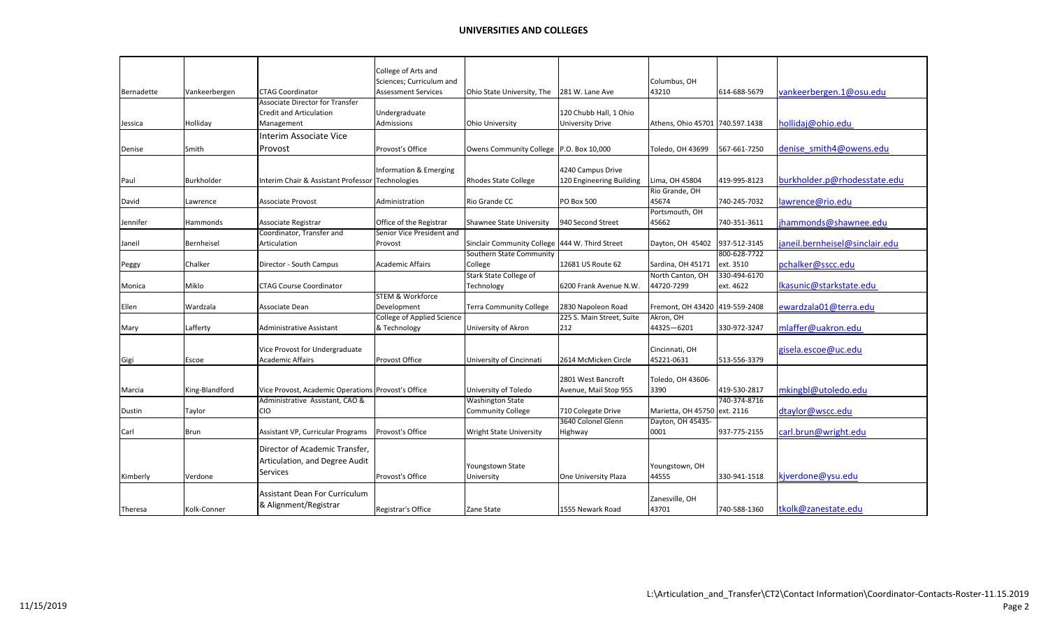## UNIVERSITIES AND COLLEGES

| | | | | | | | | |
|---|---|---|---|---|---|---|---|---|
| Bernadette | Vankeerbergen | CTAG Coordinator | College of Arts and Sciences; Curriculum and Assessment Services | Ohio State University, The | 281 W. Lane Ave | Columbus, OH 43210 | 614-688-5679 | vankeerbergen.1@osu.edu |
| Jessica | Holliday | Associate Director for Transfer Credit and Articulation Management | Undergraduate Admissions | Ohio University | 120 Chubb Hall, 1 Ohio University Drive | Athens, Ohio 45701 | 740.597.1438 | hollidaj@ohio.edu |
| Denise | Smith | Interim Associate Vice Provost | Provost's Office | Owens Community College | P.O. Box 10,000 | Toledo, OH 43699 | 567-661-7250 | denise_smith4@owens.edu |
| Paul | Burkholder | Interim Chair & Assistant Professor | Information & Emerging Technologies | Rhodes State College | 4240 Campus Drive 120 Engineering Building | Lima, OH 45804 | 419-995-8123 | burkholder.p@rhodesstate.edu |
| David | Lawrence | Associate Provost | Administration | Rio Grande CC | PO Box 500 | Rio Grande, OH 45674 | 740-245-7032 | lawrence@rio.edu |
| Jennifer | Hammonds | Associate Registrar | Office of the Registrar | Shawnee State University | 940 Second Street | Portsmouth, OH 45662 | 740-351-3611 | jhammonds@shawnee.edu |
| Janeil | Bernheisel | Coordinator, Transfer and Articulation | Senior Vice President and Provost | Sinclair Community College | 444 W. Third Street | Dayton, OH 45402 | 937-512-3145 | janeil.bernheisel@sinclair.edu |
| Peggy | Chalker | Director - South Campus | Academic Affairs | Southern State Community College | 12681 US Route 62 | Sardina, OH 45171 | 800-628-7722 ext. 3510 | pchalker@sscc.edu |
| Monica | Miklo | CTAG Course Coordinator | | Stark State College of Technology | 6200 Frank Avenue N.W. | North Canton, OH 44720-7299 | 330-494-6170 ext. 4622 | lkasunic@starkstate.edu |
| Ellen | Wardzala | Associate Dean | STEM & Workforce Development | Terra Community College | 2830 Napoleon Road | Fremont, OH 43420 | 419-559-2408 | ewardzala01@terra.edu |
| Mary | Lafferty | Administrative Assistant | College of Applied Science & Technology | University of Akron | 225 S. Main Street, Suite 212 | Akron, OH 44325—6201 | 330-972-3247 | mlaffer@uakron.edu |
| Gigi | Escoe | Vice Provost for Undergraduate Academic Affairs | Provost Office | University of Cincinnati | 2614 McMicken Circle | Cincinnati, OH 45221-0631 | 513-556-3379 | gisela.escoe@uc.edu |
| Marcia | King-Blandford | Vice Provost, Academic Operations | Provost's Office | University of Toledo | 2801 West Bancroft Avenue, Mail Stop 955 | Toledo, OH 43606-3390 | 419-530-2817 | mkingbl@utoledo.edu |
| Dustin | Taylor | Administrative Assistant, CAO & CIO | | Washington State Community College | 710 Colegate Drive | Marietta, OH 45750 | 740-374-8716 ext. 2116 | dtaylor@wscc.edu |
| Carl | Brun | Assistant VP, Curricular Programs | Provost's Office | Wright State University | 3640 Colonel Glenn Highway | Dayton, OH 45435-0001 | 937-775-2155 | carl.brun@wright.edu |
| Kimberly | Verdone | Director of Academic Transfer, Articulation, and Degree Audit Services | Provost's Office | Youngstown State University | One University Plaza | Youngstown, OH 44555 | 330-941-1518 | kjverdone@ysu.edu |
| Theresa | Kolk-Conner | Assistant Dean For Curriculum & Alignment/Registrar | Registrar's Office | Zane State | 1555 Newark Road | Zanesville, OH 43701 | 740-588-1360 | tkolk@zanestate.edu |

11/15/2019

L:\Articulation_and_Transfer\CT2\Contact Information\Coordinator-Contacts-Roster-11.15.2019